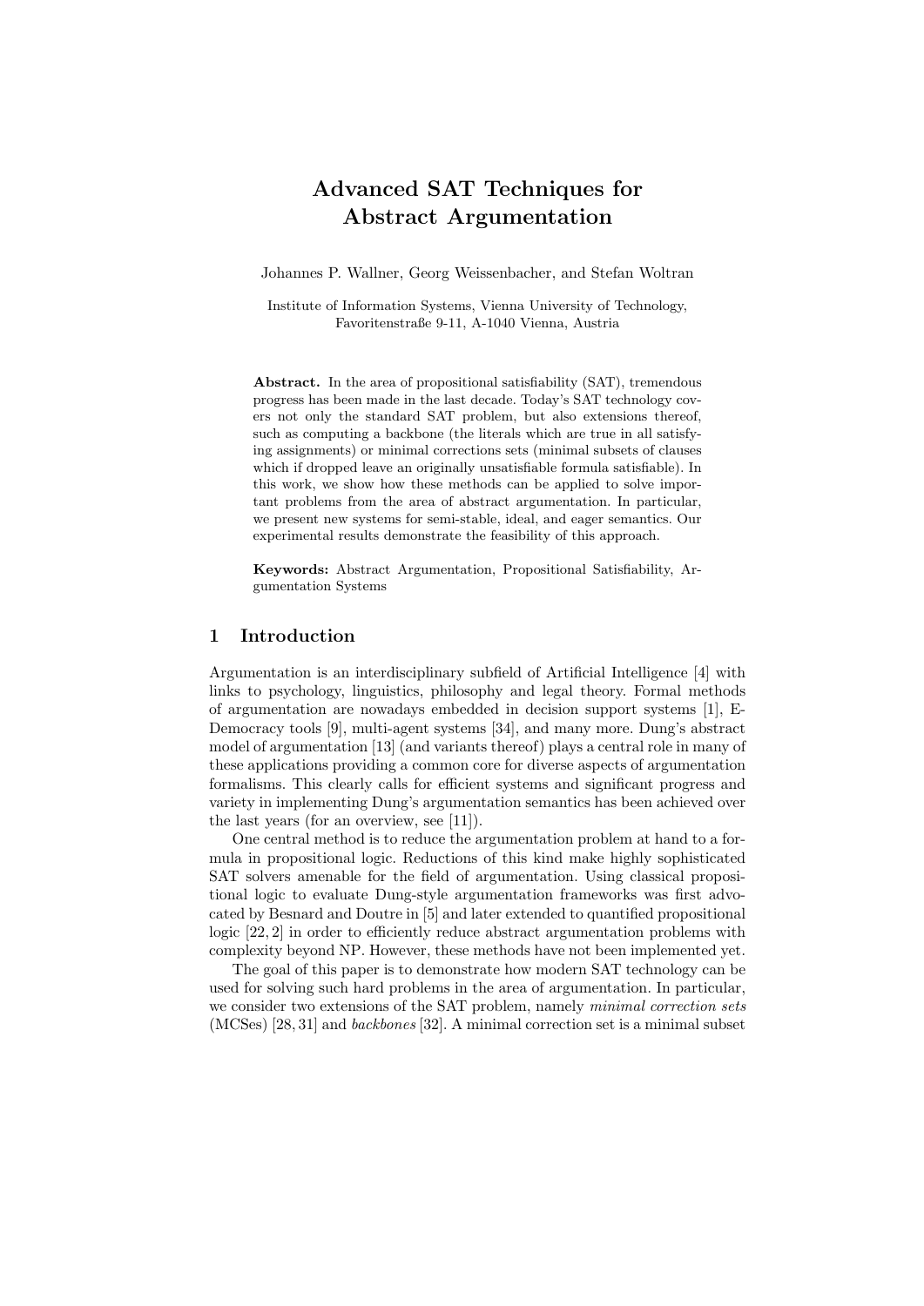# Advanced SAT Techniques for Abstract Argumentation

Johannes P. Wallner, Georg Weissenbacher, and Stefan Woltran

Institute of Information Systems, Vienna University of Technology,
Favoritenstraße 9-11, A-1040 Vienna, Austria

**Abstract.** In the area of propositional satisfiability (SAT), tremendous progress has been made in the last decade. Today's SAT technology covers not only the standard SAT problem, but also extensions thereof, such as computing a backbone (the literals which are true in all satisfying assignments) or minimal corrections sets (minimal subsets of clauses which if dropped leave an originally unsatisfiable formula satisfiable). In this work, we show how these methods can be applied to solve important problems from the area of abstract argumentation. In particular, we present new systems for semi-stable, ideal, and eager semantics. Our experimental results demonstrate the feasibility of this approach.

**Keywords:** Abstract Argumentation, Propositional Satisfiability, Argumentation Systems

## 1 Introduction

Argumentation is an interdisciplinary subfield of Artificial Intelligence [4] with links to psychology, linguistics, philosophy and legal theory. Formal methods of argumentation are nowadays embedded in decision support systems [1], E-Democracy tools [9], multi-agent systems [34], and many more. Dung's abstract model of argumentation [13] (and variants thereof) plays a central role in many of these applications providing a common core for diverse aspects of argumentation formalisms. This clearly calls for efficient systems and significant progress and variety in implementing Dung's argumentation semantics has been achieved over the last years (for an overview, see [11]).

One central method is to reduce the argumentation problem at hand to a formula in propositional logic. Reductions of this kind make highly sophisticated SAT solvers amenable for the field of argumentation. Using classical propositional logic to evaluate Dung-style argumentation frameworks was first advocated by Besnard and Doutre in [5] and later extended to quantified propositional logic [22, 2] in order to efficiently reduce abstract argumentation problems with complexity beyond NP. However, these methods have not been implemented yet.

The goal of this paper is to demonstrate how modern SAT technology can be used for solving such hard problems in the area of argumentation. In particular, we consider two extensions of the SAT problem, namely *minimal correction sets* (MCSes) [28, 31] and *backbones* [32]. A minimal correction set is a minimal subset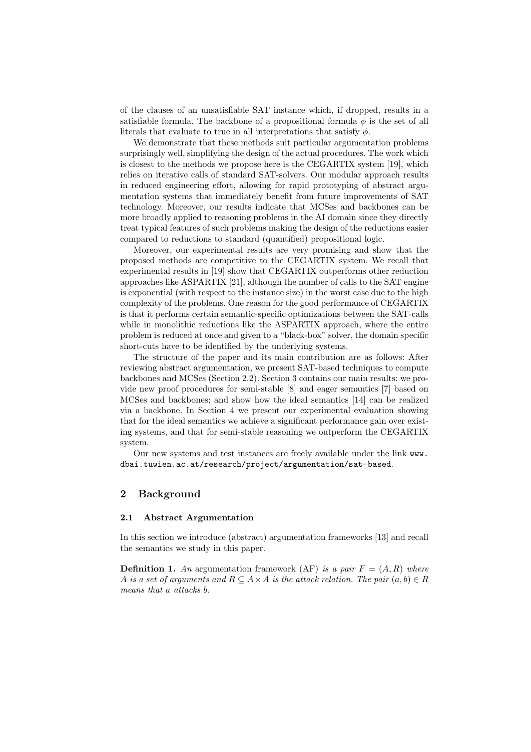of the clauses of an unsatisfiable SAT instance which, if dropped, results in a satisfiable formula. The backbone of a propositional formula $\phi$ is the set of all literals that evaluate to true in all interpretations that satisfy $\phi$.

We demonstrate that these methods suit particular argumentation problems surprisingly well, simplifying the design of the actual procedures. The work which is closest to the methods we propose here is the CEGARTIX system [19], which relies on iterative calls of standard SAT-solvers. Our modular approach results in reduced engineering effort, allowing for rapid prototyping of abstract argumentation systems that immediately benefit from future improvements of SAT technology. Moreover, our results indicate that MCSes and backbones can be more broadly applied to reasoning problems in the AI domain since they directly treat typical features of such problems making the design of the reductions easier compared to reductions to standard (quantified) propositional logic.

Moreover, our experimental results are very promising and show that the proposed methods are competitive to the CEGARTIX system. We recall that experimental results in [19] show that CEGARTIX outperforms other reduction approaches like ASPARTIX [21], although the number of calls to the SAT engine is exponential (with respect to the instance size) in the worst case due to the high complexity of the problems. One reason for the good performance of CEGARTIX is that it performs certain semantic-specific optimizations between the SAT-calls while in monolithic reductions like the ASPARTIX approach, where the entire problem is reduced at once and given to a "black-box" solver, the domain specific short-cuts have to be identified by the underlying systems.

The structure of the paper and its main contribution are as follows: After reviewing abstract argumentation, we present SAT-based techniques to compute backbones and MCSes (Section 2.2). Section 3 contains our main results: we provide new proof procedures for semi-stable [8] and eager semantics [7] based on MCSes and backbones; and show how the ideal semantics [14] can be realized via a backbone. In Section 4 we present our experimental evaluation showing that for the ideal semantics we achieve a significant performance gain over existing systems, and that for semi-stable reasoning we outperform the CEGARTIX system.

Our new systems and test instances are freely available under the link `www.dbai.tuwien.ac.at/research/project/argumentation/sat-based`.

## 2 Background

### 2.1 Abstract Argumentation

In this section we introduce (abstract) argumentation frameworks [13] and recall the semantics we study in this paper.

**Definition 1.** *An* argumentation framework (AF) *is a pair $F = (A, R)$ where $A$ is a set of arguments and $R \subseteq A \times A$ is the attack relation. The pair $(a, b) \in R$ means that $a$ attacks $b$.*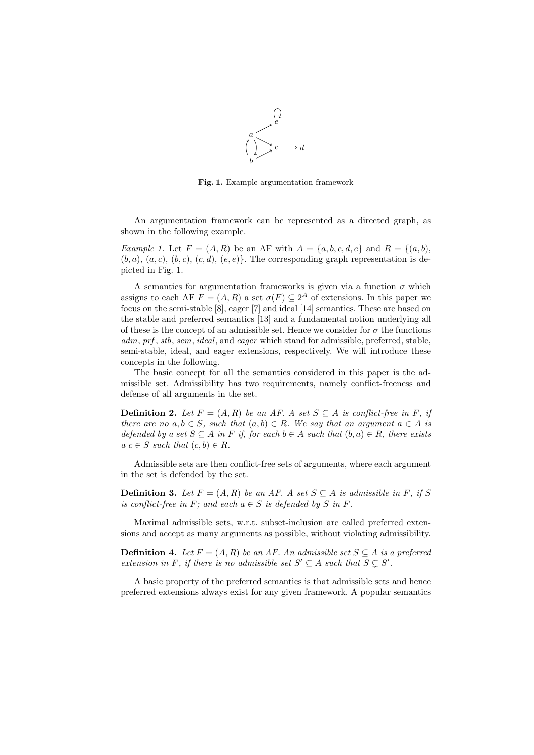Fig. 1. Example argumentation framework

An argumentation framework can be represented as a directed graph, as shown in the following example.

*Example 1.* Let $F = (A, R)$ be an AF with $A = \{a, b, c, d, e\}$ and $R = \{(a, b), (b, a), (a, c), (b, c), (c, d), (e, e)\}$. The corresponding graph representation is depicted in Fig. 1.

A semantics for argumentation frameworks is given via a function $\sigma$ which assigns to each AF $F = (A, R)$ a set $\sigma(F) \subseteq 2^A$ of extensions. In this paper we focus on the semi-stable [8], eager [7] and ideal [14] semantics. These are based on the stable and preferred semantics [13] and a fundamental notion underlying all of these is the concept of an admissible set. Hence we consider for $\sigma$ the functions *adm*, *prf*, *stb*, *sem*, *ideal*, and *eager* which stand for admissible, preferred, stable, semi-stable, ideal, and eager extensions, respectively. We will introduce these concepts in the following.

The basic concept for all the semantics considered in this paper is the admissible set. Admissibility has two requirements, namely conflict-freeness and defense of all arguments in the set.

**Definition 2.** *Let $F = (A, R)$ be an AF. A set $S \subseteq A$ is conflict-free in $F$, if there are no $a, b \in S$, such that $(a, b) \in R$. We say that an argument $a \in A$ is defended by a set $S \subseteq A$ in $F$ if, for each $b \in A$ such that $(b, a) \in R$, there exists a $c \in S$ such that $(c, b) \in R$.*

Admissible sets are then conflict-free sets of arguments, where each argument in the set is defended by the set.

**Definition 3.** *Let $F = (A, R)$ be an AF. A set $S \subseteq A$ is admissible in $F$, if $S$ is conflict-free in $F$; and each $a \in S$ is defended by $S$ in $F$.*

Maximal admissible sets, w.r.t. subset-inclusion are called preferred extensions and accept as many arguments as possible, without violating admissibility.

**Definition 4.** *Let $F = (A, R)$ be an AF. An admissible set $S \subseteq A$ is a preferred extension in $F$, if there is no admissible set $S' \subseteq A$ such that $S \subsetneq S'$.*

A basic property of the preferred semantics is that admissible sets and hence preferred extensions always exist for any given framework. A popular semantics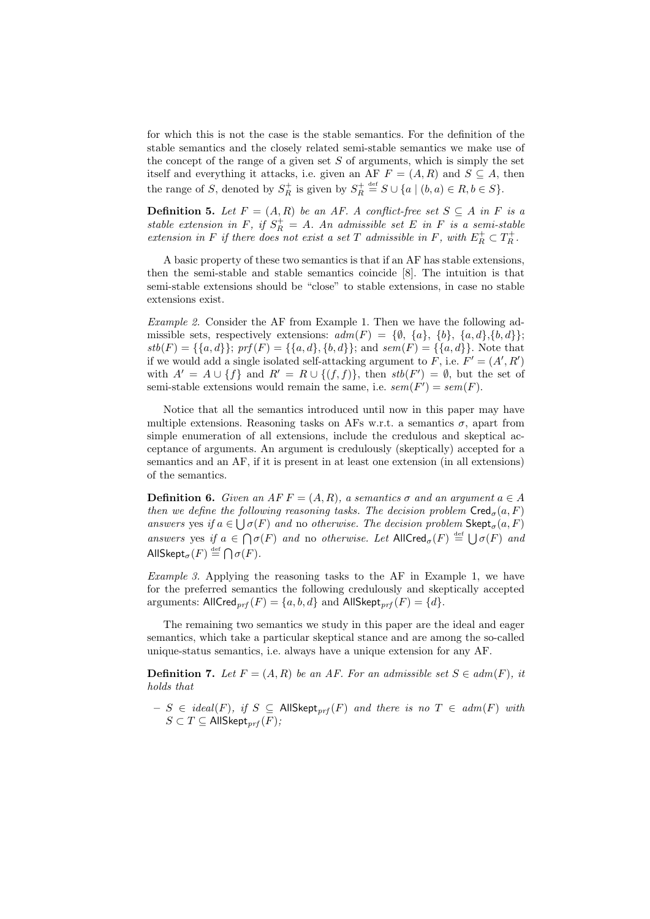for which this is not the case is the stable semantics. For the definition of the stable semantics and the closely related semi-stable semantics we make use of the concept of the range of a given set $S$ of arguments, which is simply the set itself and everything it attacks, i.e. given an AF $F = (A, R)$ and $S \subseteq A$, then the range of $S$, denoted by $S^+_R$ is given by $S^+_R \stackrel{\text{def}}{=} S \cup \{a \mid (b, a) \in R, b \in S\}$.

**Definition 5.** *Let $F = (A, R)$ be an AF. A conflict-free set $S \subseteq A$ in $F$ is a stable extension in $F$, if $S^+_R = A$. An admissible set $E$ in $F$ is a semi-stable extension in $F$ if there does not exist a set $T$ admissible in $F$, with $E^+_R \subset T^+_R$.*

A basic property of these two semantics is that if an AF has stable extensions, then the semi-stable and stable semantics coincide [8]. The intuition is that semi-stable extensions should be "close" to stable extensions, in case no stable extensions exist.

*Example 2.* Consider the AF from Example 1. Then we have the following admissible sets, respectively extensions: $adm(F) = \{\emptyset, \{a\}, \{b\}, \{a, d\}, \{b, d\}\}$; $stb(F) = \{\{a, d\}\}$; $prf(F) = \{\{a, d\}, \{b, d\}\}$; and $sem(F) = \{\{a, d\}\}$. Note that if we would add a single isolated self-attacking argument to $F$, i.e. $F' = (A', R')$ with $A' = A \cup \{f\}$ and $R' = R \cup \{(f, f)\}$, then $stb(F') = \emptyset$, but the set of semi-stable extensions would remain the same, i.e. $sem(F') = sem(F)$.

Notice that all the semantics introduced until now in this paper may have multiple extensions. Reasoning tasks on AFs w.r.t. a semantics $\sigma$, apart from simple enumeration of all extensions, include the credulous and skeptical acceptance of arguments. An argument is credulously (skeptically) accepted for a semantics and an AF, if it is present in at least one extension (in all extensions) of the semantics.

**Definition 6.** *Given an AF $F = (A, R)$, a semantics $\sigma$ and an argument $a \in A$ then we define the following reasoning tasks. The decision problem $\mathsf{Cred}_\sigma(a, F)$ answers* yes *if $a \in \bigcup \sigma(F)$ and* no *otherwise. The decision problem $\mathsf{Skept}_\sigma(a, F)$ answers* yes *if $a \in \bigcap \sigma(F)$ and* no *otherwise. Let $\mathsf{AllCred}_\sigma(F) \stackrel{\text{def}}{=} \bigcup \sigma(F)$ and $\mathsf{AllSkept}_\sigma(F) \stackrel{\text{def}}{=} \bigcap \sigma(F)$.*

*Example 3.* Applying the reasoning tasks to the AF in Example 1, we have for the preferred semantics the following credulously and skeptically accepted arguments: $\mathsf{AllCred}_{prf}(F) = \{a, b, d\}$ and $\mathsf{AllSkept}_{prf}(F) = \{d\}$.

The remaining two semantics we study in this paper are the ideal and eager semantics, which take a particular skeptical stance and are among the so-called unique-status semantics, i.e. always have a unique extension for any AF.

**Definition 7.** *Let $F = (A, R)$ be an AF. For an admissible set $S \in adm(F)$, it holds that*

- *$S \in ideal(F)$, if $S \subseteq \mathsf{AllSkept}_{prf}(F)$ and there is no $T \in adm(F)$ with $S \subset T \subseteq \mathsf{AllSkept}_{prf}(F)$;*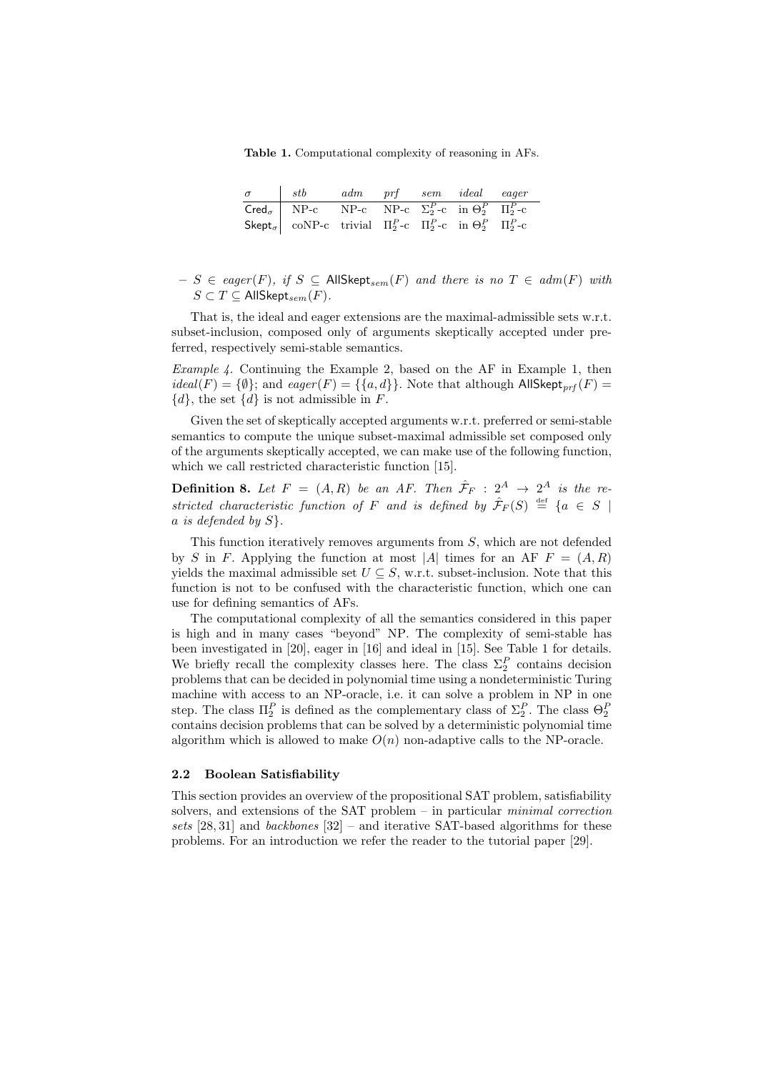**Table 1.** Computational complexity of reasoning in AFs.

| $\sigma$ | *stb* | *adm* | *prf* | *sem* | *ideal* | *eager* |
|---|---|---|---|---|---|---|
| $\mathsf{Cred}_\sigma$ | NP-c | NP-c | NP-c | $\Sigma_2^P$-c | in $\Theta_2^P$ | $\Pi_2^P$-c |
| $\mathsf{Skept}_\sigma$ | coNP-c | trivial | $\Pi_2^P$-c | $\Pi_2^P$-c | in $\Theta_2^P$ | $\Pi_2^P$-c |

– $S \in eager(F)$, *if* $S \subseteq \mathsf{AllSkept}_{sem}(F)$ *and there is no* $T \in adm(F)$ *with* $S \subset T \subseteq \mathsf{AllSkept}_{sem}(F)$.

That is, the ideal and eager extensions are the maximal-admissible sets w.r.t. subset-inclusion, composed only of arguments skeptically accepted under preferred, respectively semi-stable semantics.

*Example 4.* Continuing the Example 2, based on the AF in Example 1, then $ideal(F) = \{\emptyset\}$; and $eager(F) = \{\{a, d\}\}$. Note that although $\mathsf{AllSkept}_{prf}(F) = \{d\}$, the set $\{d\}$ is not admissible in $F$.

Given the set of skeptically accepted arguments w.r.t. preferred or semi-stable semantics to compute the unique subset-maximal admissible set composed only of the arguments skeptically accepted, we can make use of the following function, which we call restricted characteristic function [15].

**Definition 8.** *Let* $F = (A, R)$ *be an AF. Then* $\hat{\mathcal{F}}_F : 2^A \to 2^A$ *is the restricted characteristic function of* $F$ *and is defined by* $\hat{\mathcal{F}}_F(S) \stackrel{\text{def}}{=} \{a \in S \mid a \text{ is defended by } S\}$.

This function iteratively removes arguments from $S$, which are not defended by $S$ in $F$. Applying the function at most $|A|$ times for an AF $F = (A, R)$ yields the maximal admissible set $U \subseteq S$, w.r.t. subset-inclusion. Note that this function is not to be confused with the characteristic function, which one can use for defining semantics of AFs.

The computational complexity of all the semantics considered in this paper is high and in many cases "beyond" NP. The complexity of semi-stable has been investigated in [20], eager in [16] and ideal in [15]. See Table 1 for details. We briefly recall the complexity classes here. The class $\Sigma_2^P$ contains decision problems that can be decided in polynomial time using a nondeterministic Turing machine with access to an NP-oracle, i.e. it can solve a problem in NP in one step. The class $\Pi_2^P$ is defined as the complementary class of $\Sigma_2^P$. The class $\Theta_2^P$ contains decision problems that can be solved by a deterministic polynomial time algorithm which is allowed to make $O(n)$ non-adaptive calls to the NP-oracle.

### 2.2 Boolean Satisfiability

This section provides an overview of the propositional SAT problem, satisfiability solvers, and extensions of the SAT problem – in particular *minimal correction sets* [28, 31] and *backbones* [32] – and iterative SAT-based algorithms for these problems. For an introduction we refer the reader to the tutorial paper [29].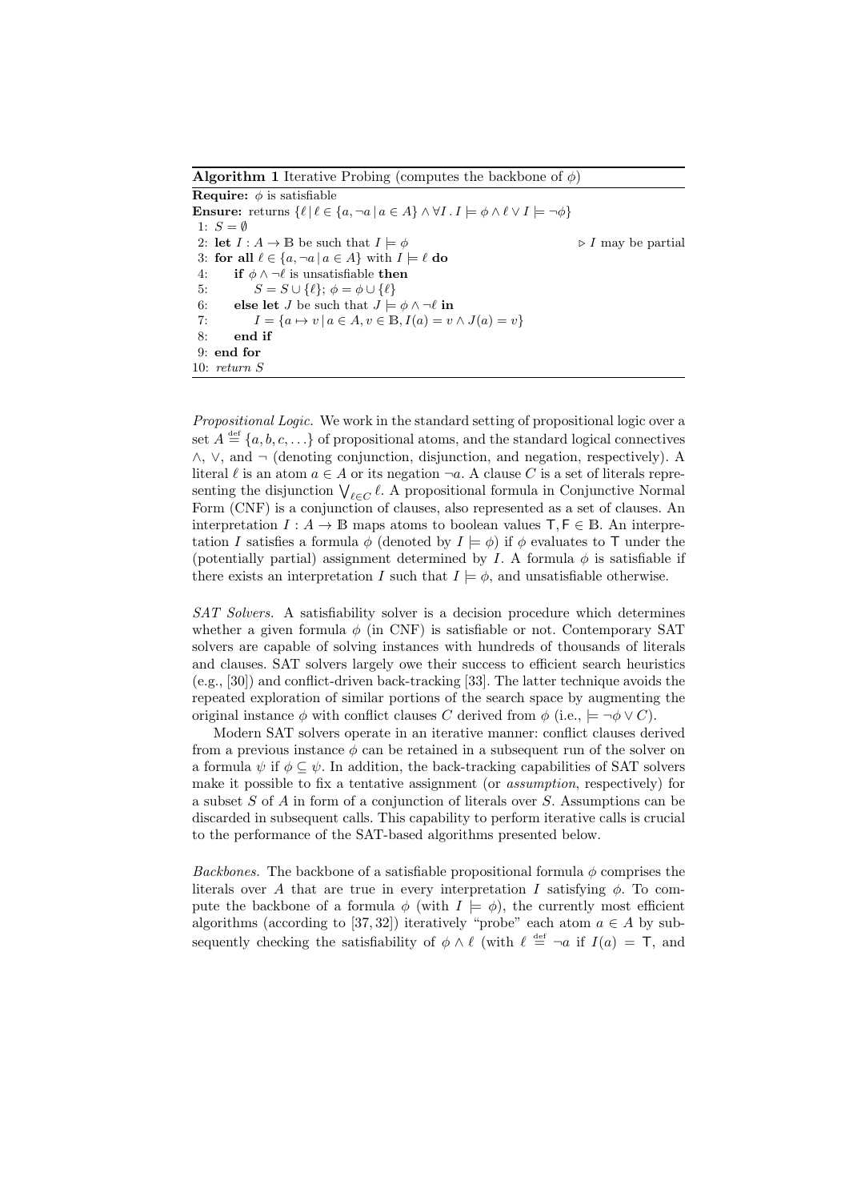**Algorithm 1** Iterative Probing (computes the backbone of $\phi$)

**Require:** $\phi$ is satisfiable

**Ensure:** returns $\{\ell \mid \ell \in \{a, \neg a \mid a \in A\} \wedge \forall I \,.\, I \models \phi \wedge \ell \vee I \models \neg\phi\}$

```
1:  S = ∅
2:  let I : A → 𝔹 be such that I ⊨ φ                    ▷ I may be partial
3:  for all ℓ ∈ {a, ¬a | a ∈ A} with I ⊨ ℓ do
4:      if φ ∧ ¬ℓ is unsatisfiable then
5:          S = S ∪ {ℓ}; φ = φ ∪ {ℓ}
6:      else let J be such that J ⊨ φ ∧ ¬ℓ in
7:          I = {a ↦ v | a ∈ A, v ∈ 𝔹, I(a) = v ∧ J(a) = v}
8:      end if
9:  end for
10: return S
```

*Propositional Logic.* We work in the standard setting of propositional logic over a set $A \stackrel{\text{def}}{=} \{a, b, c, \ldots\}$ of propositional atoms, and the standard logical connectives $\wedge$, $\vee$, and $\neg$ (denoting conjunction, disjunction, and negation, respectively). A literal $\ell$ is an atom $a \in A$ or its negation $\neg a$. A clause $C$ is a set of literals representing the disjunction $\bigvee_{\ell \in C} \ell$. A propositional formula in Conjunctive Normal Form (CNF) is a conjunction of clauses, also represented as a set of clauses. An interpretation $I : A \to \mathbb{B}$ maps atoms to boolean values $\mathsf{T}, \mathsf{F} \in \mathbb{B}$. An interpretation $I$ satisfies a formula $\phi$ (denoted by $I \models \phi$) if $\phi$ evaluates to $\mathsf{T}$ under the (potentially partial) assignment determined by $I$. A formula $\phi$ is satisfiable if there exists an interpretation $I$ such that $I \models \phi$, and unsatisfiable otherwise.

*SAT Solvers.* A satisfiability solver is a decision procedure which determines whether a given formula $\phi$ (in CNF) is satisfiable or not. Contemporary SAT solvers are capable of solving instances with hundreds of thousands of literals and clauses. SAT solvers largely owe their success to efficient search heuristics (e.g., [30]) and conflict-driven back-tracking [33]. The latter technique avoids the repeated exploration of similar portions of the search space by augmenting the original instance $\phi$ with conflict clauses $C$ derived from $\phi$ (i.e., $\models \neg\phi \vee C$).

Modern SAT solvers operate in an iterative manner: conflict clauses derived from a previous instance $\phi$ can be retained in a subsequent run of the solver on a formula $\psi$ if $\phi \subseteq \psi$. In addition, the back-tracking capabilities of SAT solvers make it possible to fix a tentative assignment (or *assumption*, respectively) for a subset $S$ of $A$ in form of a conjunction of literals over $S$. Assumptions can be discarded in subsequent calls. This capability to perform iterative calls is crucial to the performance of the SAT-based algorithms presented below.

*Backbones.* The backbone of a satisfiable propositional formula $\phi$ comprises the literals over $A$ that are true in every interpretation $I$ satisfying $\phi$. To compute the backbone of a formula $\phi$ (with $I \models \phi$), the currently most efficient algorithms (according to [37, 32]) iteratively "probe" each atom $a \in A$ by subsequently checking the satisfiability of $\phi \wedge \ell$ (with $\ell \stackrel{\text{def}}{=} \neg a$ if $I(a) = \mathsf{T}$, and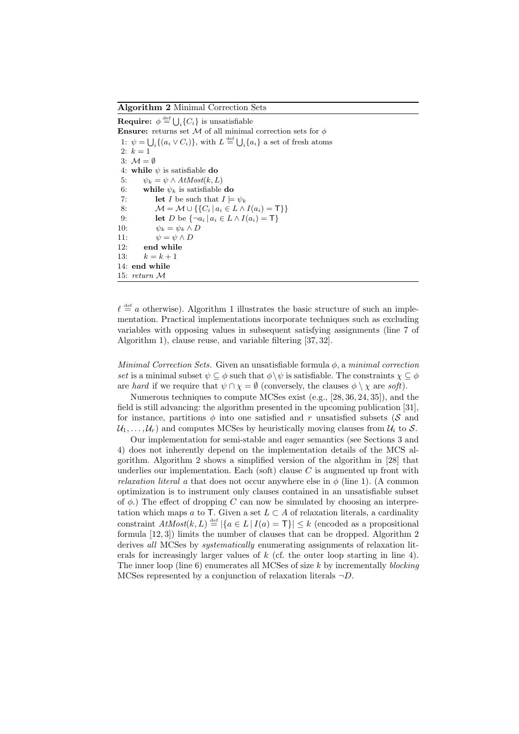**Algorithm 2** Minimal Correction Sets

**Require:** $\phi \stackrel{\text{def}}{=} \bigcup_i \{C_i\}$ is unsatisfiable
**Ensure:** returns set $\mathcal{M}$ of all minimal correction sets for $\phi$

```
 1: ψ = ⋃_i {(a_i ∨ C_i)}, with L ≝ ⋃_i {a_i} a set of fresh atoms
 2: k = 1
 3: M = ∅
 4: while ψ is satisfiable do
 5:     ψ_k = ψ ∧ AtMost(k, L)
 6:     while ψ_k is satisfiable do
 7:         let I be such that I ⊨ ψ_k
 8:         M = M ∪ {{C_i | a_i ∈ L ∧ I(a_i) = T}}
 9:         let D be {¬a_i | a_i ∈ L ∧ I(a_i) = T}
10:         ψ_k = ψ_k ∧ D
11:         ψ = ψ ∧ D
12:     end while
13:     k = k + 1
14: end while
15: return M
```

$\ell \stackrel{\text{def}}{=} a$ otherwise). Algorithm 1 illustrates the basic structure of such an implementation. Practical implementations incorporate techniques such as excluding variables with opposing values in subsequent satisfying assignments (line 7 of Algorithm 1), clause reuse, and variable filtering [37, 32].

*Minimal Correction Sets.* Given an unsatisfiable formula $\phi$, a *minimal correction set* is a minimal subset $\psi \subseteq \phi$ such that $\phi \setminus \psi$ is satisfiable. The constraints $\chi \subseteq \phi$ are *hard* if we require that $\psi \cap \chi = \emptyset$ (conversely, the clauses $\phi \setminus \chi$ are *soft*).

Numerous techniques to compute MCSes exist (e.g., [28, 36, 24, 35]), and the field is still advancing: the algorithm presented in the upcoming publication [31], for instance, partitions $\phi$ into one satisfied and $r$ unsatisfied subsets ($\mathcal{S}$ and $\mathcal{U}_1, \ldots, \mathcal{U}_r$) and computes MCSes by heuristically moving clauses from $\mathcal{U}_i$ to $\mathcal{S}$.

Our implementation for semi-stable and eager semantics (see Sections 3 and 4) does not inherently depend on the implementation details of the MCS algorithm. Algorithm 2 shows a simplified version of the algorithm in [28] that underlies our implementation. Each (soft) clause $C$ is augmented up front with *relaxation literal* $a$ that does not occur anywhere else in $\phi$ (line 1). (A common optimization is to instrument only clauses contained in an unsatisfiable subset of $\phi$.) The effect of dropping $C$ can now be simulated by choosing an interpretation which maps $a$ to $\mathsf{T}$. Given a set $L \subset A$ of relaxation literals, a cardinality constraint $AtMost(k, L) \stackrel{\text{def}}{=} |\{a \in L \,|\, I(a) = \mathsf{T}\}| \leq k$ (encoded as a propositional formula [12, 3]) limits the number of clauses that can be dropped. Algorithm 2 derives *all* MCSes by *systematically* enumerating assignments of relaxation literals for increasingly larger values of $k$ (cf. the outer loop starting in line 4). The inner loop (line 6) enumerates all MCSes of size $k$ by incrementally *blocking* MCSes represented by a conjunction of relaxation literals $\neg D$.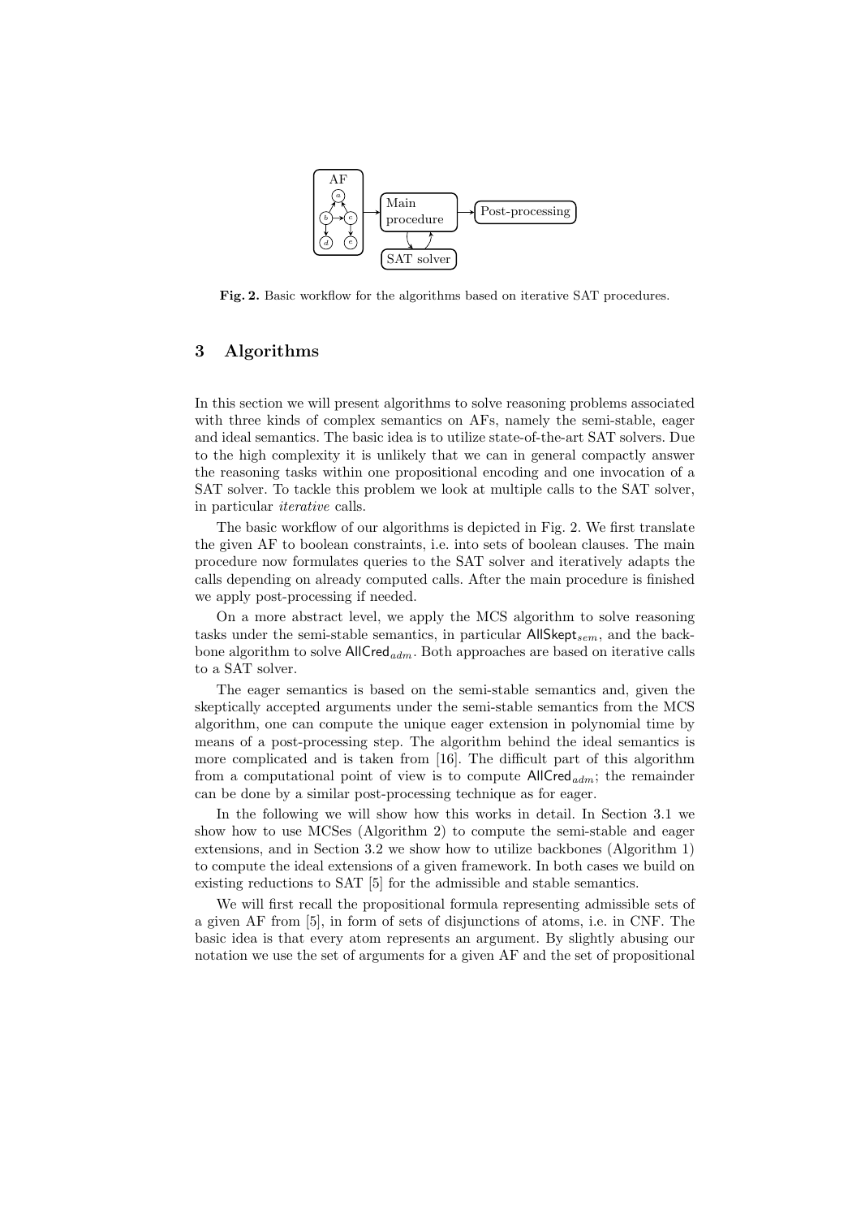**Fig. 2.** Basic workflow for the algorithms based on iterative SAT procedures.

## 3 Algorithms

In this section we will present algorithms to solve reasoning problems associated with three kinds of complex semantics on AFs, namely the semi-stable, eager and ideal semantics. The basic idea is to utilize state-of-the-art SAT solvers. Due to the high complexity it is unlikely that we can in general compactly answer the reasoning tasks within one propositional encoding and one invocation of a SAT solver. To tackle this problem we look at multiple calls to the SAT solver, in particular *iterative* calls.

The basic workflow of our algorithms is depicted in Fig. 2. We first translate the given AF to boolean constraints, i.e. into sets of boolean clauses. The main procedure now formulates queries to the SAT solver and iteratively adapts the calls depending on already computed calls. After the main procedure is finished we apply post-processing if needed.

On a more abstract level, we apply the MCS algorithm to solve reasoning tasks under the semi-stable semantics, in particular $\mathsf{AllSkept}_{sem}$, and the backbone algorithm to solve $\mathsf{AllCred}_{adm}$. Both approaches are based on iterative calls to a SAT solver.

The eager semantics is based on the semi-stable semantics and, given the skeptically accepted arguments under the semi-stable semantics from the MCS algorithm, one can compute the unique eager extension in polynomial time by means of a post-processing step. The algorithm behind the ideal semantics is more complicated and is taken from [16]. The difficult part of this algorithm from a computational point of view is to compute $\mathsf{AllCred}_{adm}$; the remainder can be done by a similar post-processing technique as for eager.

In the following we will show how this works in detail. In Section 3.1 we show how to use MCSes (Algorithm 2) to compute the semi-stable and eager extensions, and in Section 3.2 we show how to utilize backbones (Algorithm 1) to compute the ideal extensions of a given framework. In both cases we build on existing reductions to SAT [5] for the admissible and stable semantics.

We will first recall the propositional formula representing admissible sets of a given AF from [5], in form of sets of disjunctions of atoms, i.e. in CNF. The basic idea is that every atom represents an argument. By slightly abusing our notation we use the set of arguments for a given AF and the set of propositional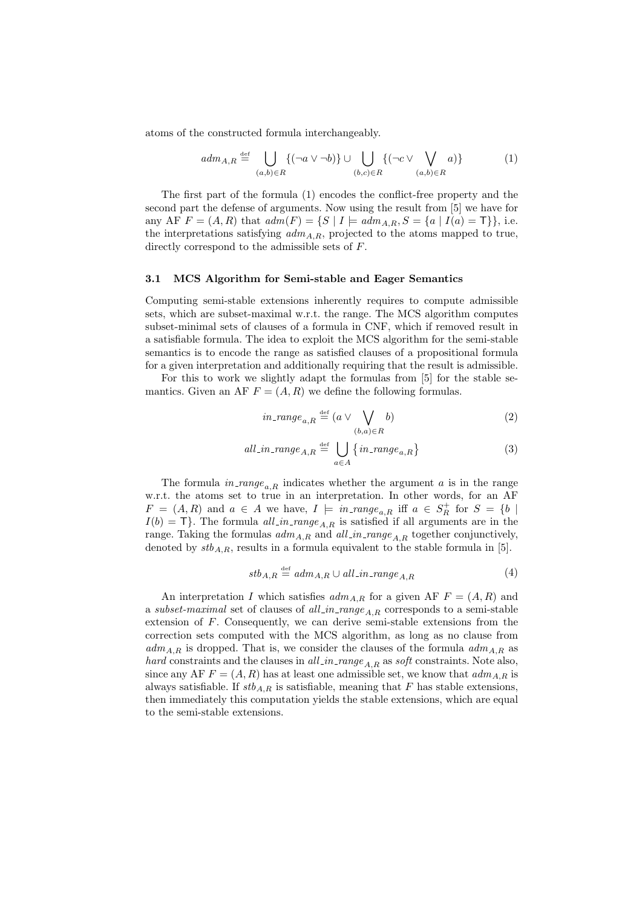atoms of the constructed formula interchangeably.

$$adm_{A,R} \stackrel{\text{def}}{=} \bigcup_{(a,b)\in R} \{(\neg a \vee \neg b)\} \cup \bigcup_{(b,c)\in R} \{(\neg c \vee \bigvee_{(a,b)\in R} a)\} \tag{1}$$

The first part of the formula (1) encodes the conflict-free property and the second part the defense of arguments. Now using the result from [5] we have for any AF $F = (A, R)$ that $adm(F) = \{S \mid I \models adm_{A,R}, S = \{a \mid I(a) = \mathsf{T}\}\}$, i.e. the interpretations satisfying $adm_{A,R}$, projected to the atoms mapped to true, directly correspond to the admissible sets of $F$.

### 3.1 MCS Algorithm for Semi-stable and Eager Semantics

Computing semi-stable extensions inherently requires to compute admissible sets, which are subset-maximal w.r.t. the range. The MCS algorithm computes subset-minimal sets of clauses of a formula in CNF, which if removed result in a satisfiable formula. The idea to exploit the MCS algorithm for the semi-stable semantics is to encode the range as satisfied clauses of a propositional formula for a given interpretation and additionally requiring that the result is admissible.

For this to work we slightly adapt the formulas from [5] for the stable semantics. Given an AF $F = (A, R)$ we define the following formulas.

$$in\_range_{a,R} \stackrel{\text{def}}{=} (a \vee \bigvee_{(b,a)\in R} b) \tag{2}$$

$$all\_in\_range_{A,R} \stackrel{\text{def}}{=} \bigcup_{a\in A} \{in\_range_{a,R}\} \tag{3}$$

The formula $in\_range_{a,R}$ indicates whether the argument $a$ is in the range w.r.t. the atoms set to true in an interpretation. In other words, for an AF $F = (A, R)$ and $a \in A$ we have, $I \models in\_range_{a,R}$ iff $a \in S_R^+$ for $S = \{b \mid I(b) = \mathsf{T}\}$. The formula $all\_in\_range_{A,R}$ is satisfied if all arguments are in the range. Taking the formulas $adm_{A,R}$ and $all\_in\_range_{A,R}$ together conjunctively, denoted by $stb_{A,R}$, results in a formula equivalent to the stable formula in [5].

$$stb_{A,R} \stackrel{\text{def}}{=} adm_{A,R} \cup all\_in\_range_{A,R} \tag{4}$$

An interpretation $I$ which satisfies $adm_{A,R}$ for a given AF $F = (A, R)$ and a *subset-maximal* set of clauses of $all\_in\_range_{A,R}$ corresponds to a semi-stable extension of $F$. Consequently, we can derive semi-stable extensions from the correction sets computed with the MCS algorithm, as long as no clause from $adm_{A,R}$ is dropped. That is, we consider the clauses of the formula $adm_{A,R}$ as *hard* constraints and the clauses in $all\_in\_range_{A,R}$ as *soft* constraints. Note also, since any AF $F = (A, R)$ has at least one admissible set, we know that $adm_{A,R}$ is always satisfiable. If $stb_{A,R}$ is satisfiable, meaning that $F$ has stable extensions, then immediately this computation yields the stable extensions, which are equal to the semi-stable extensions.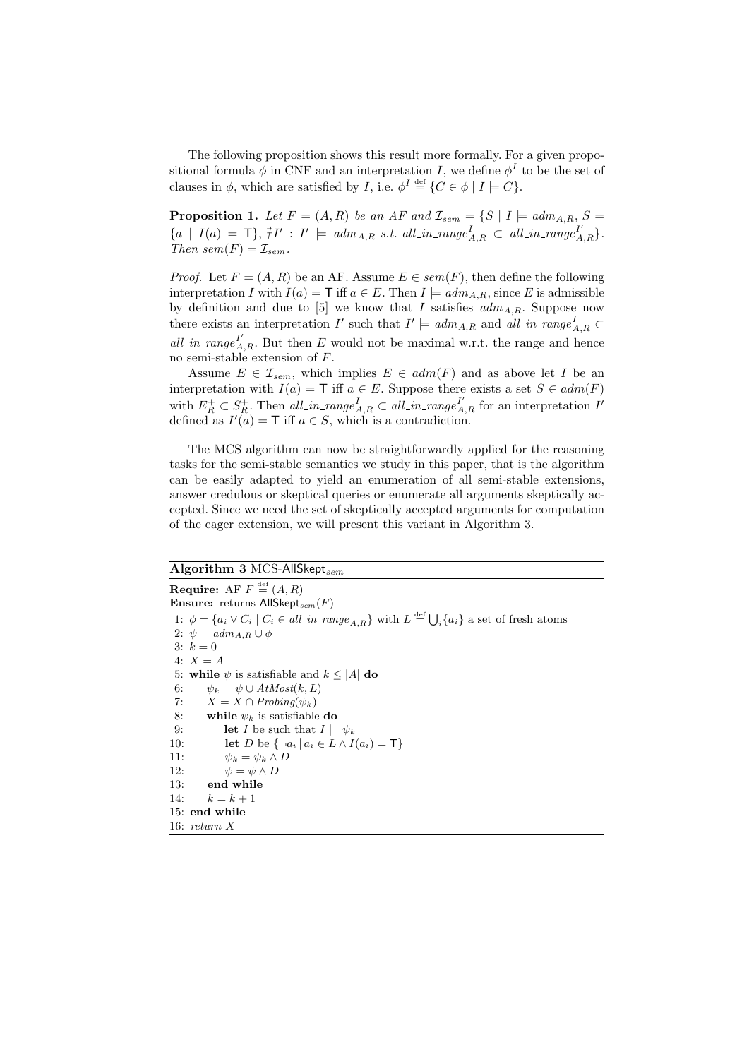The following proposition shows this result more formally. For a given propositional formula $\phi$ in CNF and an interpretation $I$, we define $\phi^I$ to be the set of clauses in $\phi$, which are satisfied by $I$, i.e. $\phi^I \stackrel{\text{def}}{=} \{C \in \phi \mid I \models C\}$.

**Proposition 1.** *Let $F = (A, R)$ be an AF and $\mathcal{I}_{sem} = \{S \mid I \models adm_{A,R}, S = \{a \mid I(a) = \mathsf{T}\}, \nexists I' : I' \models adm_{A,R} \text{ s.t. } all\_in\_range^{I}_{A,R} \subset all\_in\_range^{I'}_{A,R}\}$. Then $sem(F) = \mathcal{I}_{sem}$.*

*Proof.* Let $F = (A, R)$ be an AF. Assume $E \in sem(F)$, then define the following interpretation $I$ with $I(a) = \mathsf{T}$ iff $a \in E$. Then $I \models adm_{A,R}$, since $E$ is admissible by definition and due to [5] we know that $I$ satisfies $adm_{A,R}$. Suppose now there exists an interpretation $I'$ such that $I' \models adm_{A,R}$ and $all\_in\_range^{I}_{A,R} \subset all\_in\_range^{I'}_{A,R}$. But then $E$ would not be maximal w.r.t. the range and hence no semi-stable extension of $F$.

Assume $E \in \mathcal{I}_{sem}$, which implies $E \in adm(F)$ and as above let $I$ be an interpretation with $I(a) = \mathsf{T}$ iff $a \in E$. Suppose there exists a set $S \in adm(F)$ with $E^+_R \subset S^+_R$. Then $all\_in\_range^{I}_{A,R} \subset all\_in\_range^{I'}_{A,R}$ for an interpretation $I'$ defined as $I'(a) = \mathsf{T}$ iff $a \in S$, which is a contradiction.

The MCS algorithm can now be straightforwardly applied for the reasoning tasks for the semi-stable semantics we study in this paper, that is the algorithm can be easily adapted to yield an enumeration of all semi-stable extensions, answer credulous or skeptical queries or enumerate all arguments skeptically accepted. Since we need the set of skeptically accepted arguments for computation of the eager extension, we will present this variant in Algorithm 3.

**Algorithm 3** MCS-AllSkept$_{sem}$

**Require:** AF $F \stackrel{\text{def}}{=} (A, R)$
**Ensure:** returns AllSkept$_{sem}(F)$

```
 1: φ = {a_i ∨ C_i | C_i ∈ all_in_range_{A,R}} with L ≝ ⋃_i {a_i} a set of fresh atoms
 2: ψ = adm_{A,R} ∪ φ
 3: k = 0
 4: X = A
 5: while ψ is satisfiable and k ≤ |A| do
 6:     ψ_k = ψ ∪ AtMost(k, L)
 7:     X = X ∩ Probing(ψ_k)
 8:     while ψ_k is satisfiable do
 9:         let I be such that I ⊨ ψ_k
10:         let D be {¬a_i | a_i ∈ L ∧ I(a_i) = T}
11:         ψ_k = ψ_k ∧ D
12:         ψ = ψ ∧ D
13:     end while
14:     k = k + 1
15: end while
16: return X
```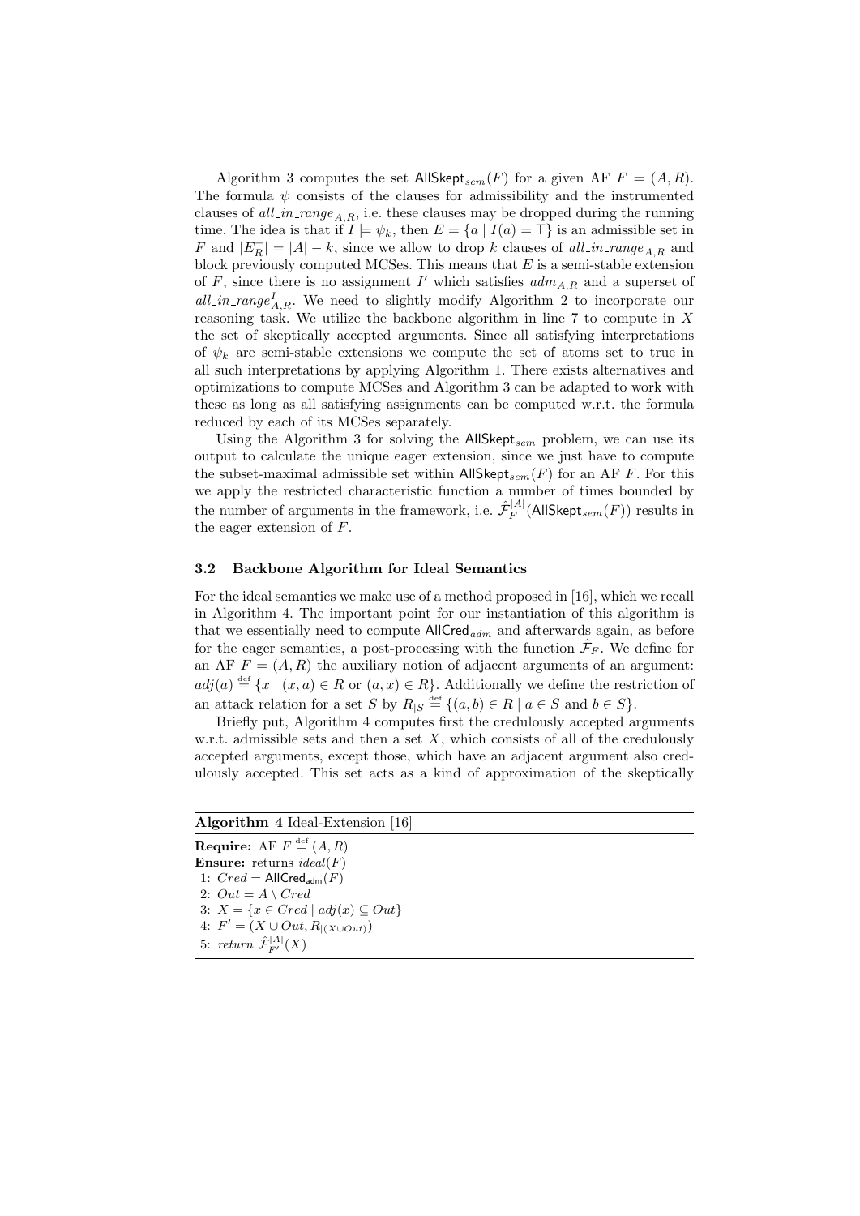Algorithm 3 computes the set $\mathsf{AllSkept}_{sem}(F)$ for a given AF $F = (A, R)$. The formula $\psi$ consists of the clauses for admissibility and the instrumented clauses of $all\_in\_range_{A,R}$, i.e. these clauses may be dropped during the running time. The idea is that if $I \models \psi_k$, then $E = \{a \mid I(a) = \mathsf{T}\}$ is an admissible set in $F$ and $|E^+_R| = |A| - k$, since we allow to drop $k$ clauses of $all\_in\_range_{A,R}$ and block previously computed MCSes. This means that $E$ is a semi-stable extension of $F$, since there is no assignment $I'$ which satisfies $adm_{A,R}$ and a superset of $all\_in\_range^I_{A,R}$. We need to slightly modify Algorithm 2 to incorporate our reasoning task. We utilize the backbone algorithm in line 7 to compute in $X$ the set of skeptically accepted arguments. Since all satisfying interpretations of $\psi_k$ are semi-stable extensions we compute the set of atoms set to true in all such interpretations by applying Algorithm 1. There exists alternatives and optimizations to compute MCSes and Algorithm 3 can be adapted to work with these as long as all satisfying assignments can be computed w.r.t. the formula reduced by each of its MCSes separately.

Using the Algorithm 3 for solving the $\mathsf{AllSkept}_{sem}$ problem, we can use its output to calculate the unique eager extension, since we just have to compute the subset-maximal admissible set within $\mathsf{AllSkept}_{sem}(F)$ for an AF $F$. For this we apply the restricted characteristic function a number of times bounded by the number of arguments in the framework, i.e. $\hat{\mathcal{F}}^{|A|}_F(\mathsf{AllSkept}_{sem}(F))$ results in the eager extension of $F$.

### 3.2 Backbone Algorithm for Ideal Semantics

For the ideal semantics we make use of a method proposed in [16], which we recall in Algorithm 4. The important point for our instantiation of this algorithm is that we essentially need to compute $\mathsf{AllCred}_{adm}$ and afterwards again, as before for the eager semantics, a post-processing with the function $\hat{\mathcal{F}}_F$. We define for an AF $F = (A, R)$ the auxiliary notion of adjacent arguments of an argument: $adj(a) \stackrel{\text{def}}{=} \{x \mid (x, a) \in R \text{ or } (a, x) \in R\}$. Additionally we define the restriction of an attack relation for a set $S$ by $R_{|S} \stackrel{\text{def}}{=} \{(a, b) \in R \mid a \in S \text{ and } b \in S\}$.

Briefly put, Algorithm 4 computes first the credulously accepted arguments w.r.t. admissible sets and then a set $X$, which consists of all of the credulously accepted arguments, except those, which have an adjacent argument also credulously accepted. This set acts as a kind of approximation of the skeptically

**Algorithm 4** Ideal-Extension [16]

**Require:** AF $F \stackrel{\text{def}}{=} (A, R)$
**Ensure:** returns $ideal(F)$
1: $Cred = \mathsf{AllCred}_{\mathsf{adm}}(F)$
2: $Out = A \setminus Cred$
3: $X = \{x \in Cred \mid adj(x) \subseteq Out\}$
4: $F' = (X \cup Out, R_{|(X \cup Out)})$
5: *return* $\hat{\mathcal{F}}^{|A|}_{F'}(X)$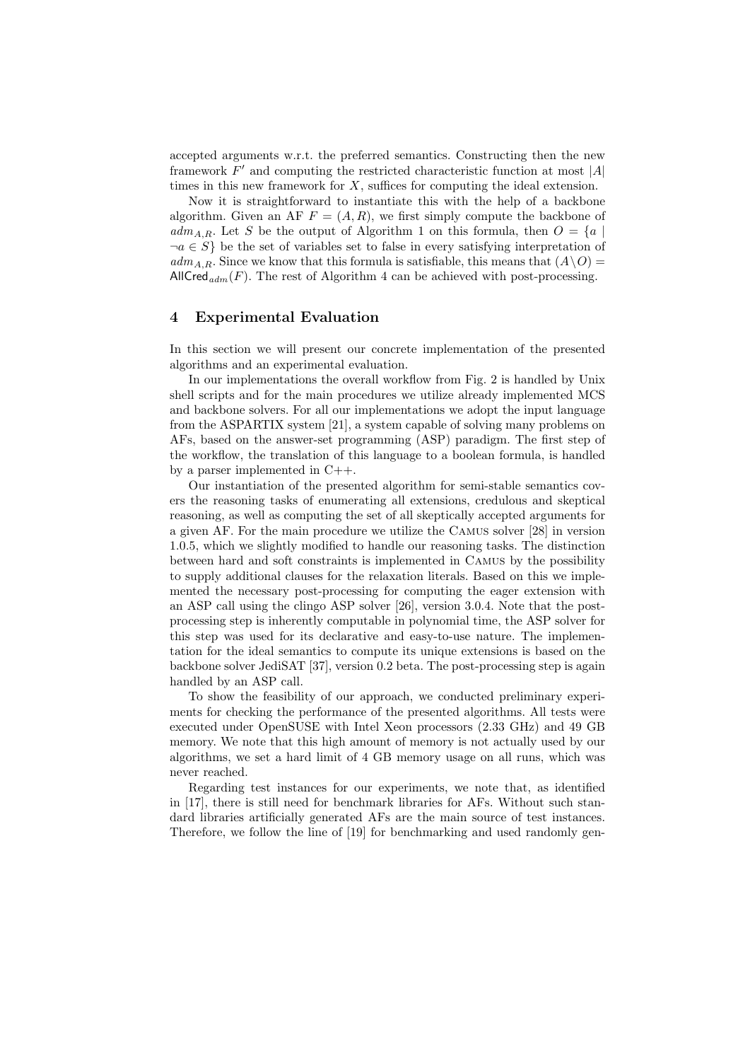accepted arguments w.r.t. the preferred semantics. Constructing then the new framework $F'$ and computing the restricted characteristic function at most $|A|$ times in this new framework for $X$, suffices for computing the ideal extension.

Now it is straightforward to instantiate this with the help of a backbone algorithm. Given an AF $F = (A, R)$, we first simply compute the backbone of $adm_{A,R}$. Let $S$ be the output of Algorithm 1 on this formula, then $O = \{a \mid \neg a \in S\}$ be the set of variables set to false in every satisfying interpretation of $adm_{A,R}$. Since we know that this formula is satisfiable, this means that $(A \setminus O) = \mathsf{AllCred}_{adm}(F)$. The rest of Algorithm 4 can be achieved with post-processing.

## 4 Experimental Evaluation

In this section we will present our concrete implementation of the presented algorithms and an experimental evaluation.

In our implementations the overall workflow from Fig. 2 is handled by Unix shell scripts and for the main procedures we utilize already implemented MCS and backbone solvers. For all our implementations we adopt the input language from the ASPARTIX system [21], a system capable of solving many problems on AFs, based on the answer-set programming (ASP) paradigm. The first step of the workflow, the translation of this language to a boolean formula, is handled by a parser implemented in C++.

Our instantiation of the presented algorithm for semi-stable semantics covers the reasoning tasks of enumerating all extensions, credulous and skeptical reasoning, as well as computing the set of all skeptically accepted arguments for a given AF. For the main procedure we utilize the Camus solver [28] in version 1.0.5, which we slightly modified to handle our reasoning tasks. The distinction between hard and soft constraints is implemented in Camus by the possibility to supply additional clauses for the relaxation literals. Based on this we implemented the necessary post-processing for computing the eager extension with an ASP call using the clingo ASP solver [26], version 3.0.4. Note that the post-processing step is inherently computable in polynomial time, the ASP solver for this step was used for its declarative and easy-to-use nature. The implementation for the ideal semantics to compute its unique extensions is based on the backbone solver JediSAT [37], version 0.2 beta. The post-processing step is again handled by an ASP call.

To show the feasibility of our approach, we conducted preliminary experiments for checking the performance of the presented algorithms. All tests were executed under OpenSUSE with Intel Xeon processors (2.33 GHz) and 49 GB memory. We note that this high amount of memory is not actually used by our algorithms, we set a hard limit of 4 GB memory usage on all runs, which was never reached.

Regarding test instances for our experiments, we note that, as identified in [17], there is still need for benchmark libraries for AFs. Without such standard libraries artificially generated AFs are the main source of test instances. Therefore, we follow the line of [19] for benchmarking and used randomly gen-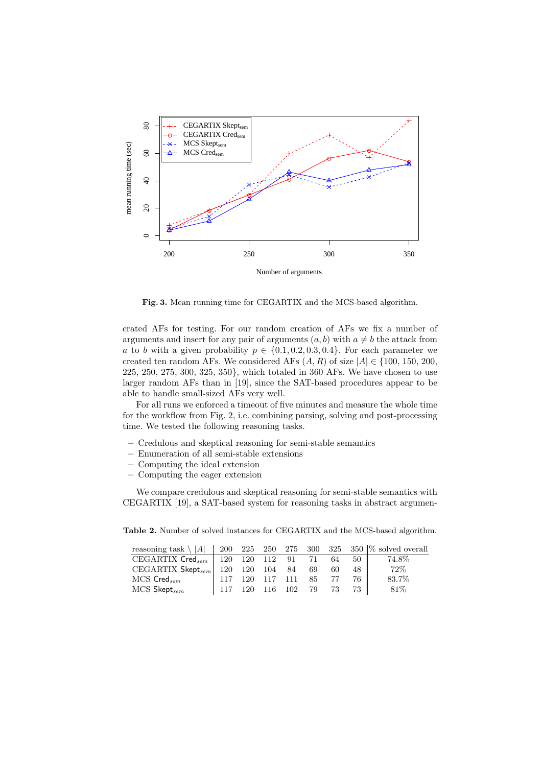**Fig. 3.** Mean running time for CEGARTIX and the MCS-based algorithm.

erated AFs for testing. For our random creation of AFs we fix a number of arguments and insert for any pair of arguments $(a, b)$ with $a \neq b$ the attack from $a$ to $b$ with a given probability $p \in \{0.1, 0.2, 0.3, 0.4\}$. For each parameter we created ten random AFs. We considered AFs $(A, R)$ of size $|A| \in \{100, 150, 200, 225, 250, 275, 300, 325, 350\}$, which totaled in 360 AFs. We have chosen to use larger random AFs than in [19], since the SAT-based procedures appear to be able to handle small-sized AFs very well.

For all runs we enforced a timeout of five minutes and measure the whole time for the workflow from Fig. 2, i.e. combining parsing, solving and post-processing time. We tested the following reasoning tasks.

- Credulous and skeptical reasoning for semi-stable semantics
- Enumeration of all semi-stable extensions
- Computing the ideal extension
- Computing the eager extension

We compare credulous and skeptical reasoning for semi-stable semantics with CEGARTIX [19], a SAT-based system for reasoning tasks in abstract argumen-

**Table 2.** Number of solved instances for CEGARTIX and the MCS-based algorithm.

| reasoning task \ $\|A\|$ | 200 | 225 | 250 | 275 | 300 | 325 | 350 | % solved overall |
|---|---|---|---|---|---|---|---|---|
| CEGARTIX $\mathsf{Cred}_{sem}$ | 120 | 120 | 112 | 91 | 71 | 64 | 50 | 74.8% |
| CEGARTIX $\mathsf{Skept}_{sem}$ | 120 | 120 | 104 | 84 | 69 | 60 | 48 | 72% |
| MCS $\mathsf{Cred}_{sem}$ | 117 | 120 | 117 | 111 | 85 | 77 | 76 | 83.7% |
| MCS $\mathsf{Skept}_{sem}$ | 117 | 120 | 116 | 102 | 79 | 73 | 73 | 81% |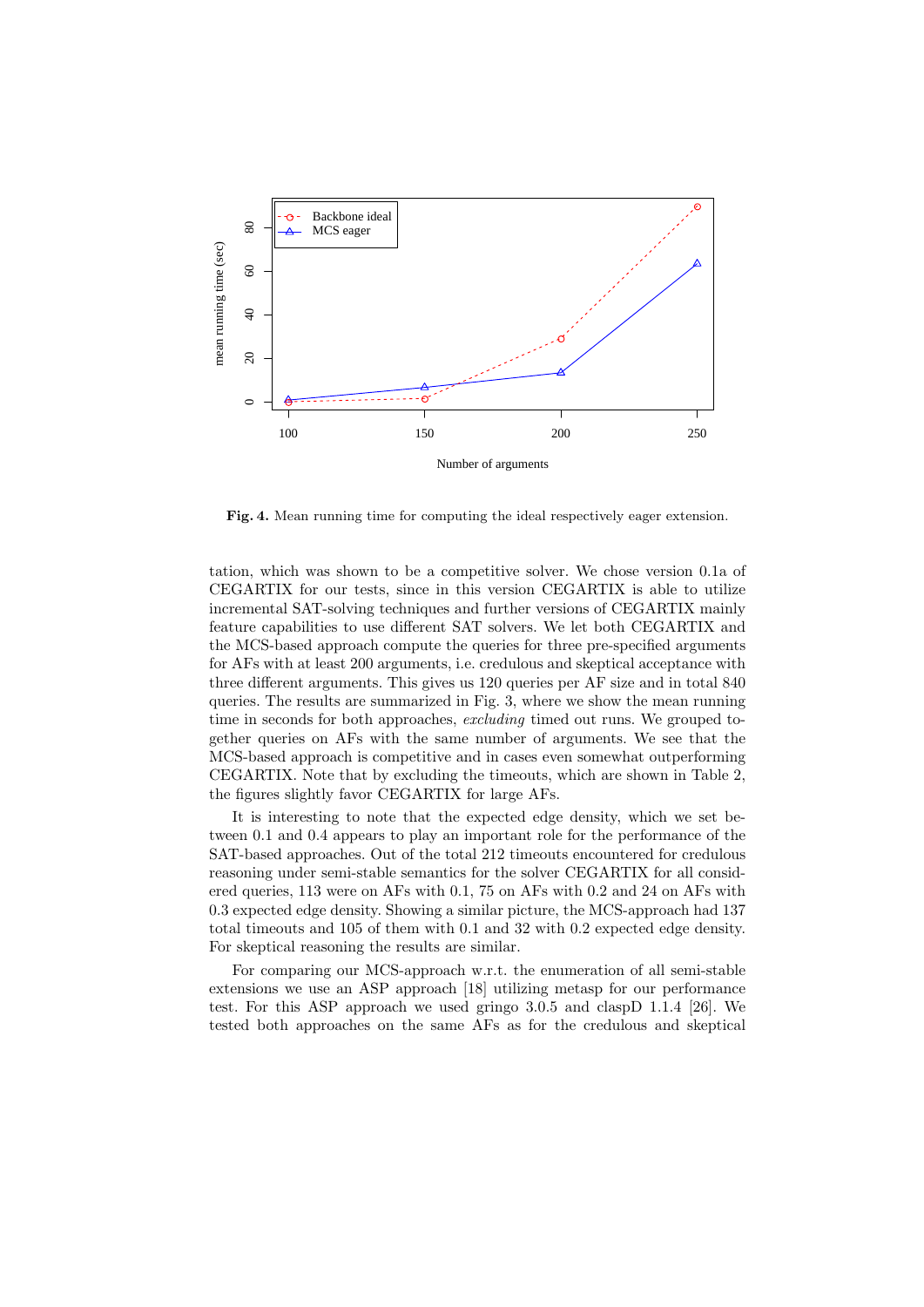**Fig. 4.** Mean running time for computing the ideal respectively eager extension.

tation, which was shown to be a competitive solver. We chose version 0.1a of CEGARTIX for our tests, since in this version CEGARTIX is able to utilize incremental SAT-solving techniques and further versions of CEGARTIX mainly feature capabilities to use different SAT solvers. We let both CEGARTIX and the MCS-based approach compute the queries for three pre-specified arguments for AFs with at least 200 arguments, i.e. credulous and skeptical acceptance with three different arguments. This gives us 120 queries per AF size and in total 840 queries. The results are summarized in Fig. 3, where we show the mean running time in seconds for both approaches, *excluding* timed out runs. We grouped together queries on AFs with the same number of arguments. We see that the MCS-based approach is competitive and in cases even somewhat outperforming CEGARTIX. Note that by excluding the timeouts, which are shown in Table 2, the figures slightly favor CEGARTIX for large AFs.

It is interesting to note that the expected edge density, which we set between 0.1 and 0.4 appears to play an important role for the performance of the SAT-based approaches. Out of the total 212 timeouts encountered for credulous reasoning under semi-stable semantics for the solver CEGARTIX for all considered queries, 113 were on AFs with 0.1, 75 on AFs with 0.2 and 24 on AFs with 0.3 expected edge density. Showing a similar picture, the MCS-approach had 137 total timeouts and 105 of them with 0.1 and 32 with 0.2 expected edge density. For skeptical reasoning the results are similar.

For comparing our MCS-approach w.r.t. the enumeration of all semi-stable extensions we use an ASP approach [18] utilizing metasp for our performance test. For this ASP approach we used gringo 3.0.5 and claspD 1.1.4 [26]. We tested both approaches on the same AFs as for the credulous and skeptical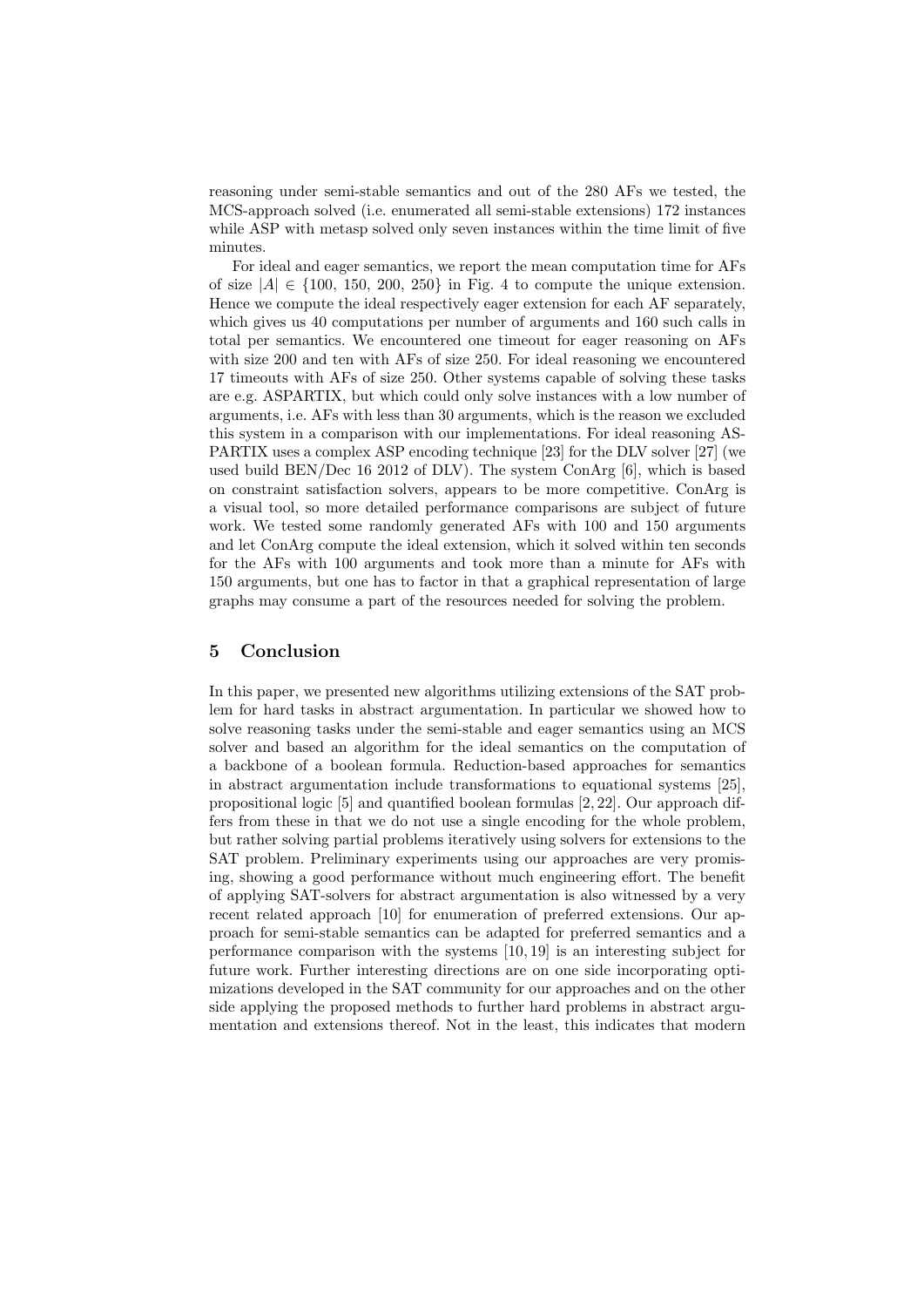reasoning under semi-stable semantics and out of the 280 AFs we tested, the MCS-approach solved (i.e. enumerated all semi-stable extensions) 172 instances while ASP with metasp solved only seven instances within the time limit of five minutes.

For ideal and eager semantics, we report the mean computation time for AFs of size $|A| \in \{100, 150, 200, 250\}$ in Fig. 4 to compute the unique extension. Hence we compute the ideal respectively eager extension for each AF separately, which gives us 40 computations per number of arguments and 160 such calls in total per semantics. We encountered one timeout for eager reasoning on AFs with size 200 and ten with AFs of size 250. For ideal reasoning we encountered 17 timeouts with AFs of size 250. Other systems capable of solving these tasks are e.g. ASPARTIX, but which could only solve instances with a low number of arguments, i.e. AFs with less than 30 arguments, which is the reason we excluded this system in a comparison with our implementations. For ideal reasoning ASPARTIX uses a complex ASP encoding technique [23] for the DLV solver [27] (we used build BEN/Dec 16 2012 of DLV). The system ConArg [6], which is based on constraint satisfaction solvers, appears to be more competitive. ConArg is a visual tool, so more detailed performance comparisons are subject of future work. We tested some randomly generated AFs with 100 and 150 arguments and let ConArg compute the ideal extension, which it solved within ten seconds for the AFs with 100 arguments and took more than a minute for AFs with 150 arguments, but one has to factor in that a graphical representation of large graphs may consume a part of the resources needed for solving the problem.

## 5 Conclusion

In this paper, we presented new algorithms utilizing extensions of the SAT problem for hard tasks in abstract argumentation. In particular we showed how to solve reasoning tasks under the semi-stable and eager semantics using an MCS solver and based an algorithm for the ideal semantics on the computation of a backbone of a boolean formula. Reduction-based approaches for semantics in abstract argumentation include transformations to equational systems [25], propositional logic [5] and quantified boolean formulas [2, 22]. Our approach differs from these in that we do not use a single encoding for the whole problem, but rather solving partial problems iteratively using solvers for extensions to the SAT problem. Preliminary experiments using our approaches are very promising, showing a good performance without much engineering effort. The benefit of applying SAT-solvers for abstract argumentation is also witnessed by a very recent related approach [10] for enumeration of preferred extensions. Our approach for semi-stable semantics can be adapted for preferred semantics and a performance comparison with the systems [10, 19] is an interesting subject for future work. Further interesting directions are on one side incorporating optimizations developed in the SAT community for our approaches and on the other side applying the proposed methods to further hard problems in abstract argumentation and extensions thereof. Not in the least, this indicates that modern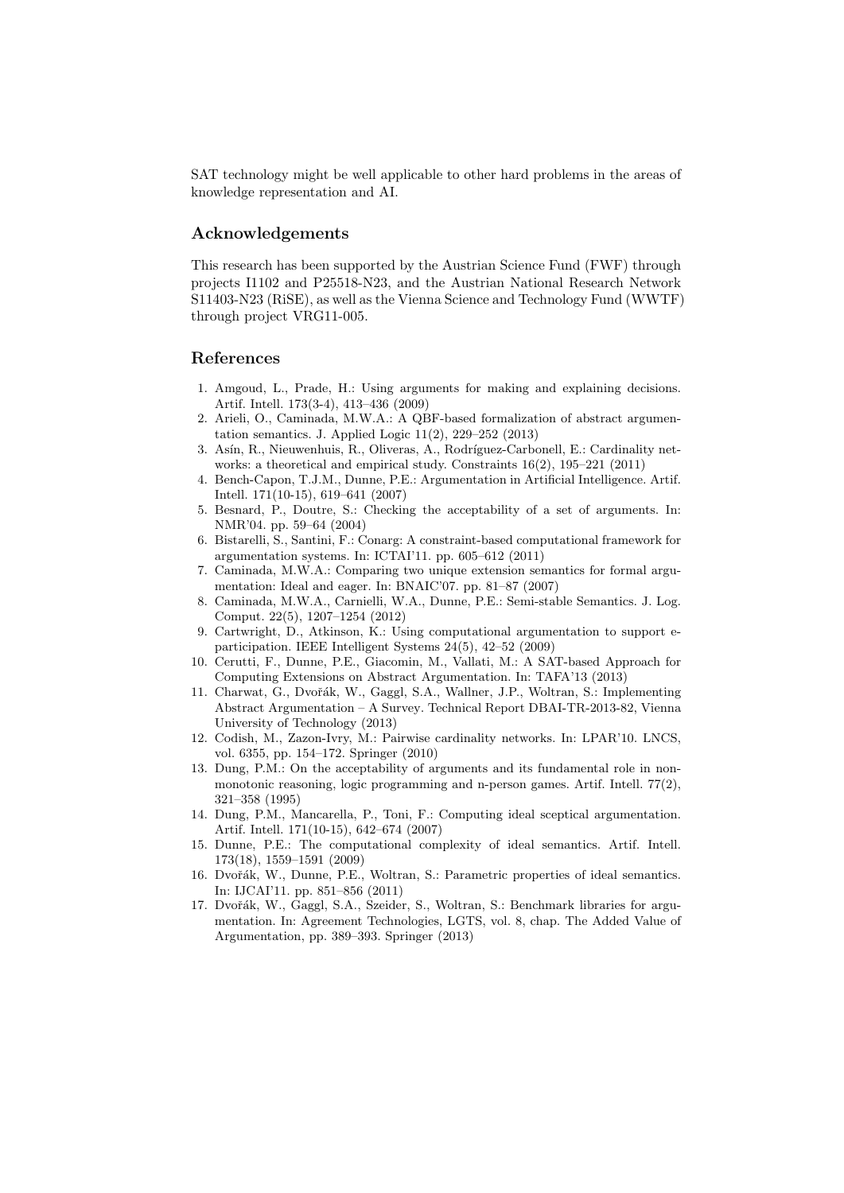SAT technology might be well applicable to other hard problems in the areas of knowledge representation and AI.

## Acknowledgements

This research has been supported by the Austrian Science Fund (FWF) through projects I1102 and P25518-N23, and the Austrian National Research Network S11403-N23 (RiSE), as well as the Vienna Science and Technology Fund (WWTF) through project VRG11-005.

## References

1. Amgoud, L., Prade, H.: Using arguments for making and explaining decisions. Artif. Intell. 173(3-4), 413–436 (2009)
2. Arieli, O., Caminada, M.W.A.: A QBF-based formalization of abstract argumentation semantics. J. Applied Logic 11(2), 229–252 (2013)
3. Asín, R., Nieuwenhuis, R., Oliveras, A., Rodríguez-Carbonell, E.: Cardinality networks: a theoretical and empirical study. Constraints 16(2), 195–221 (2011)
4. Bench-Capon, T.J.M., Dunne, P.E.: Argumentation in Artificial Intelligence. Artif. Intell. 171(10-15), 619–641 (2007)
5. Besnard, P., Doutre, S.: Checking the acceptability of a set of arguments. In: NMR'04. pp. 59–64 (2004)
6. Bistarelli, S., Santini, F.: Conarg: A constraint-based computational framework for argumentation systems. In: ICTAI'11. pp. 605–612 (2011)
7. Caminada, M.W.A.: Comparing two unique extension semantics for formal argumentation: Ideal and eager. In: BNAIC'07. pp. 81–87 (2007)
8. Caminada, M.W.A., Carnielli, W.A., Dunne, P.E.: Semi-stable Semantics. J. Log. Comput. 22(5), 1207–1254 (2012)
9. Cartwright, D., Atkinson, K.: Using computational argumentation to support e-participation. IEEE Intelligent Systems 24(5), 42–52 (2009)
10. Cerutti, F., Dunne, P.E., Giacomin, M., Vallati, M.: A SAT-based Approach for Computing Extensions on Abstract Argumentation. In: TAFA'13 (2013)
11. Charwat, G., Dvořák, W., Gaggl, S.A., Wallner, J.P., Woltran, S.: Implementing Abstract Argumentation – A Survey. Technical Report DBAI-TR-2013-82, Vienna University of Technology (2013)
12. Codish, M., Zazon-Ivry, M.: Pairwise cardinality networks. In: LPAR'10. LNCS, vol. 6355, pp. 154–172. Springer (2010)
13. Dung, P.M.: On the acceptability of arguments and its fundamental role in nonmonotonic reasoning, logic programming and n-person games. Artif. Intell. 77(2), 321–358 (1995)
14. Dung, P.M., Mancarella, P., Toni, F.: Computing ideal sceptical argumentation. Artif. Intell. 171(10-15), 642–674 (2007)
15. Dunne, P.E.: The computational complexity of ideal semantics. Artif. Intell. 173(18), 1559–1591 (2009)
16. Dvořák, W., Dunne, P.E., Woltran, S.: Parametric properties of ideal semantics. In: IJCAI'11. pp. 851–856 (2011)
17. Dvořák, W., Gaggl, S.A., Szeider, S., Woltran, S.: Benchmark libraries for argumentation. In: Agreement Technologies, LGTS, vol. 8, chap. The Added Value of Argumentation, pp. 389–393. Springer (2013)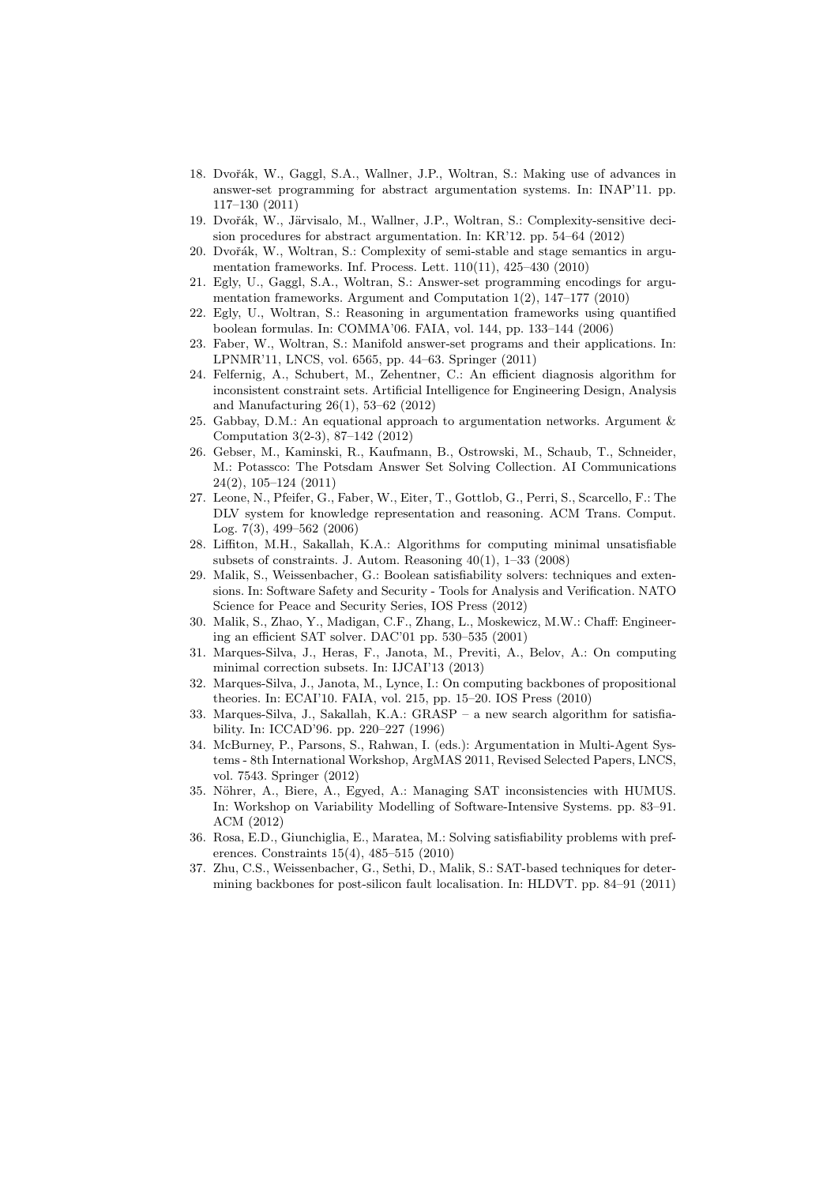18. Dvořák, W., Gaggl, S.A., Wallner, J.P., Woltran, S.: Making use of advances in answer-set programming for abstract argumentation systems. In: INAP'11. pp. 117–130 (2011)
19. Dvořák, W., Järvisalo, M., Wallner, J.P., Woltran, S.: Complexity-sensitive decision procedures for abstract argumentation. In: KR'12. pp. 54–64 (2012)
20. Dvořák, W., Woltran, S.: Complexity of semi-stable and stage semantics in argumentation frameworks. Inf. Process. Lett. 110(11), 425–430 (2010)
21. Egly, U., Gaggl, S.A., Woltran, S.: Answer-set programming encodings for argumentation frameworks. Argument and Computation 1(2), 147–177 (2010)
22. Egly, U., Woltran, S.: Reasoning in argumentation frameworks using quantified boolean formulas. In: COMMA'06. FAIA, vol. 144, pp. 133–144 (2006)
23. Faber, W., Woltran, S.: Manifold answer-set programs and their applications. In: LPNMR'11, LNCS, vol. 6565, pp. 44–63. Springer (2011)
24. Felfernig, A., Schubert, M., Zehentner, C.: An efficient diagnosis algorithm for inconsistent constraint sets. Artificial Intelligence for Engineering Design, Analysis and Manufacturing 26(1), 53–62 (2012)
25. Gabbay, D.M.: An equational approach to argumentation networks. Argument & Computation 3(2-3), 87–142 (2012)
26. Gebser, M., Kaminski, R., Kaufmann, B., Ostrowski, M., Schaub, T., Schneider, M.: Potassco: The Potsdam Answer Set Solving Collection. AI Communications 24(2), 105–124 (2011)
27. Leone, N., Pfeifer, G., Faber, W., Eiter, T., Gottlob, G., Perri, S., Scarcello, F.: The DLV system for knowledge representation and reasoning. ACM Trans. Comput. Log. 7(3), 499–562 (2006)
28. Liffiton, M.H., Sakallah, K.A.: Algorithms for computing minimal unsatisfiable subsets of constraints. J. Autom. Reasoning 40(1), 1–33 (2008)
29. Malik, S., Weissenbacher, G.: Boolean satisfiability solvers: techniques and extensions. In: Software Safety and Security - Tools for Analysis and Verification. NATO Science for Peace and Security Series, IOS Press (2012)
30. Malik, S., Zhao, Y., Madigan, C.F., Zhang, L., Moskewicz, M.W.: Chaff: Engineering an efficient SAT solver. DAC'01 pp. 530–535 (2001)
31. Marques-Silva, J., Heras, F., Janota, M., Previti, A., Belov, A.: On computing minimal correction subsets. In: IJCAI'13 (2013)
32. Marques-Silva, J., Janota, M., Lynce, I.: On computing backbones of propositional theories. In: ECAI'10. FAIA, vol. 215, pp. 15–20. IOS Press (2010)
33. Marques-Silva, J., Sakallah, K.A.: GRASP – a new search algorithm for satisfiability. In: ICCAD'96. pp. 220–227 (1996)
34. McBurney, P., Parsons, S., Rahwan, I. (eds.): Argumentation in Multi-Agent Systems - 8th International Workshop, ArgMAS 2011, Revised Selected Papers, LNCS, vol. 7543. Springer (2012)
35. Nöhrer, A., Biere, A., Egyed, A.: Managing SAT inconsistencies with HUMUS. In: Workshop on Variability Modelling of Software-Intensive Systems. pp. 83–91. ACM (2012)
36. Rosa, E.D., Giunchiglia, E., Maratea, M.: Solving satisfiability problems with preferences. Constraints 15(4), 485–515 (2010)
37. Zhu, C.S., Weissenbacher, G., Sethi, D., Malik, S.: SAT-based techniques for determining backbones for post-silicon fault localisation. In: HLDVT. pp. 84–91 (2011)